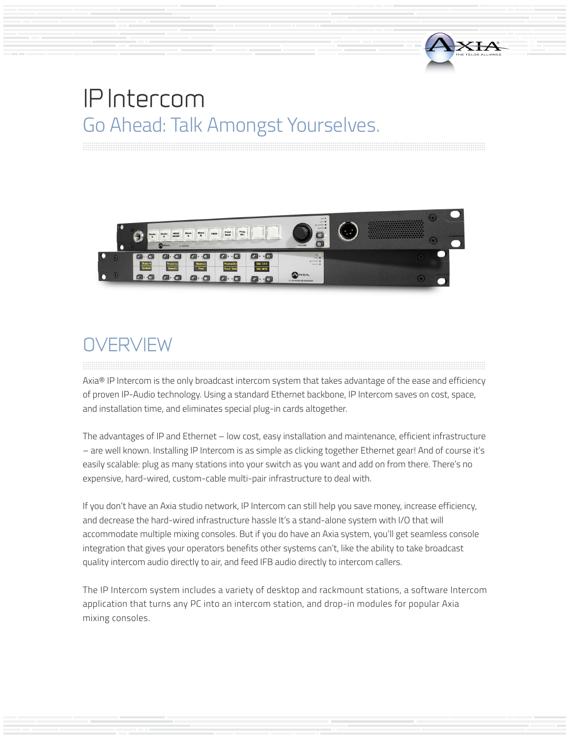# IP Intercom

## Go Ahead: Talk Amongst Yourselves.

## OVERVIEW

Axia® IP Intercom is the only broadcast intercom system that takes advantage of the ease and efficiency of proven IP-Audio technology. Using a standard Ethernet backbone, IP Intercom saves on cost, space, and installation time, and eliminates special plug-in cards altogether.

The advantages of IP and Ethernet – low cost, easy installation and maintenance, efficient infrastructure – are well known. Installing IP Intercom is as simple as clicking together Ethernet gear! And of course it's easily scalable: plug as many stations into your switch as you want and add on from there. There's no expensive, hard-wired, custom-cable multi-pair infrastructure to deal with.

If you don't have an Axia studio network, IP Intercom can still help you save money, increase efficiency, and decrease the hard-wired infrastructure hassle It's a stand-alone system with I/O that will accommodate multiple mixing consoles. But if you do have an Axia system, you'll get seamless console integration that gives your operators benefits other systems can't, like the ability to take broadcast quality intercom audio directly to air, and feed IFB audio directly to intercom callers.

The IP Intercom system includes a variety of desktop and rackmount stations, a software Intercom application that turns any PC into an intercom station, and drop-in modules for popular Axia mixing consoles.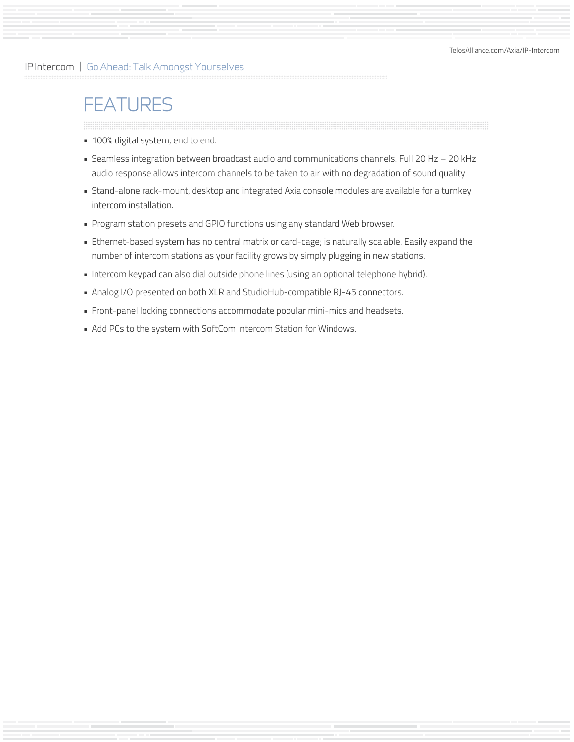## FEATURES

- 100% digital system, end to end.
- Seamless integration between broadcast audio and communications channels. Full 20 Hz – 20 kHz audio response allows intercom channels to be taken to air with no degradation of sound quality
- Stand-alone rack-mount, desktop and integrated Axia console modules are available for a turnkey intercom installation.
- Program station presets and GPIO functions using any standard Web browser.
- Ethernet-based system has no central matrix or card-cage; is naturally scalable. Easily expand the number of intercom stations as your facility grows by simply plugging in new stations.
- Intercom keypad can also dial outside phone lines (using an optional telephone hybrid).
- Analog I/O presented on both XLR and StudioHub-compatible RJ-45 connectors.
- Front-panel locking connections accommodate popular mini-mics and headsets.
- Add PCs to the system with SoftCom Intercom Station for Windows.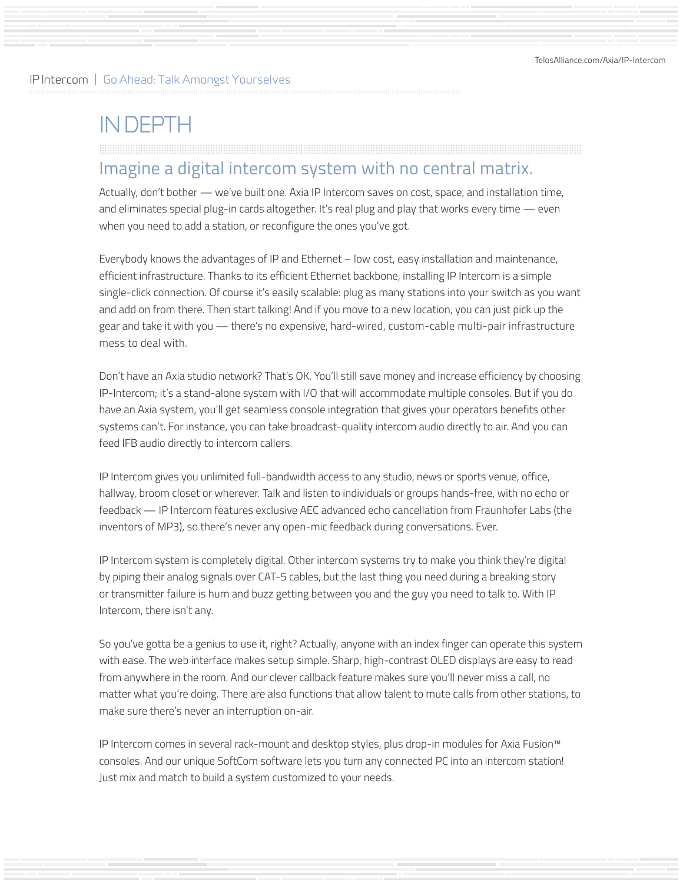# IN DEPTH

## Imagine a digital intercom system with no central matrix.

Actually, don't bother — we've built one. Axia IP Intercom saves on cost, space, and installation time, and eliminates special plug-in cards altogether. It's real plug and play that works every time — even when you need to add a station, or reconfigure the ones you've got.

Everybody knows the advantages of IP and Ethernet – low cost, easy installation and maintenance, efficient infrastructure. Thanks to its efficient Ethernet backbone, installing IP Intercom is a simple single-click connection. Of course it's easily scalable: plug as many stations into your switch as you want and add on from there. Then start talking! And if you move to a new location, you can just pick up the gear and take it with you — there's no expensive, hard-wired, custom-cable multi-pair infrastructure mess to deal with.

Don't have an Axia studio network? That's OK. You'll still save money and increase efficiency by choosing IP-Intercom; it's a stand-alone system with I/O that will accommodate multiple consoles. But if you do have an Axia system, you'll get seamless console integration that gives your operators benefits other systems can't. For instance, you can take broadcast-quality intercom audio directly to air. And you can feed IFB audio directly to intercom callers.

IP Intercom gives you unlimited full-bandwidth access to any studio, news or sports venue, office, hallway, broom closet or wherever. Talk and listen to individuals or groups hands-free, with no echo or feedback — IP Intercom features exclusive AEC advanced echo cancellation from Fraunhofer Labs (the inventors of MP3), so there's never any open-mic feedback during conversations. Ever.

IP Intercom system is completely digital. Other intercom systems try to make you think they're digital by piping their analog signals over CAT-5 cables, but the last thing you need during a breaking story or transmitter failure is hum and buzz getting between you and the guy you need to talk to. With IP Intercom, there isn't any.

So you've gotta be a genius to use it, right? Actually, anyone with an index finger can operate this system with ease. The web interface makes setup simple. Sharp, high-contrast OLED displays are easy to read from anywhere in the room. And our clever callback feature makes sure you'll never miss a call, no matter what you're doing. There are also functions that allow talent to mute calls from other stations, to make sure there's never an interruption on-air.

IP Intercom comes in several rack-mount and desktop styles, plus drop-in modules for Axia Fusion™ consoles. And our unique SoftCom software lets you turn any connected PC into an intercom station! Just mix and match to build a system customized to your needs.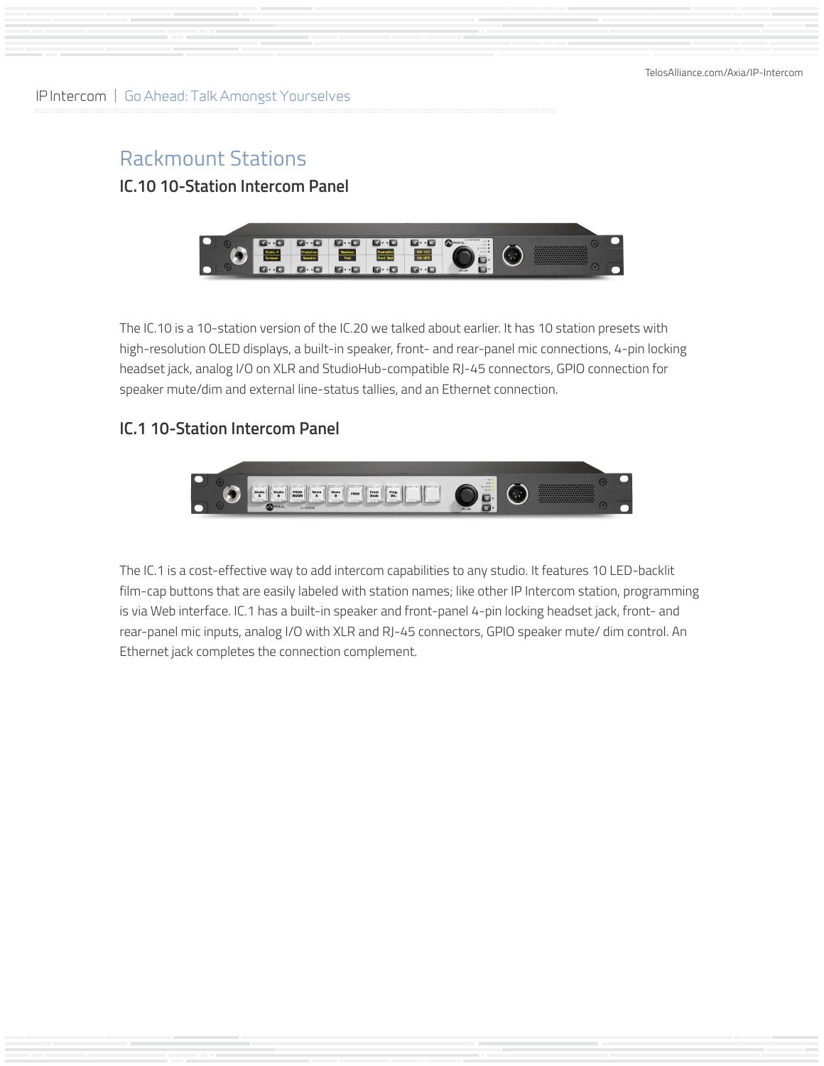## Rackmount Stations

### IC.10 10-Station Intercom Panel

The IC.10 is a 10-station version of the IC.20 we talked about earlier. It has 10 station presets with high-resolution OLED displays, a built-in speaker, front- and rear-panel mic connections, 4-pin locking headset jack, analog I/O on XLR and StudioHub-compatible RJ-45 connectors, GPIO connection for speaker mute/dim and external line-status tallies, and an Ethernet connection.

### IC.1 10-Station Intercom Panel

The IC.1 is a cost-effective way to add intercom capabilities to any studio. It features 10 LED-backlit film-cap buttons that are easily labeled with station names; like other IP Intercom station, programming is via Web interface. IC.1 has a built-in speaker and front-panel 4-pin locking headset jack, front- and rear-panel mic inputs, analog I/O with XLR and RJ-45 connectors, GPIO speaker mute/ dim control. An Ethernet jack completes the connection complement.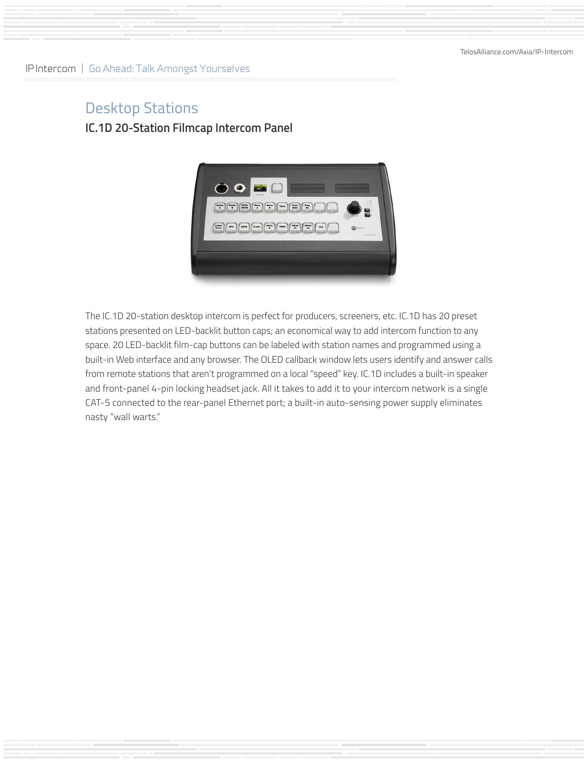## Desktop Stations

### IC.1D 20-Station Filmcap Intercom Panel

The IC.1D 20-station desktop intercom is perfect for producers, screeners, etc. IC.1D has 20 preset stations presented on LED-backlit button caps; an economical way to add intercom function to any space. 20 LED-backlit film-cap buttons can be labeled with station names and programmed using a built-in Web interface and any browser. The OLED callback window lets users identify and answer calls from remote stations that aren't programmed on a local "speed" key. IC.1D includes a built-in speaker and front-panel 4-pin locking headset jack. All it takes to add it to your intercom network is a single CAT-5 connected to the rear-panel Ethernet port; a built-in auto-sensing power supply eliminates nasty "wall warts."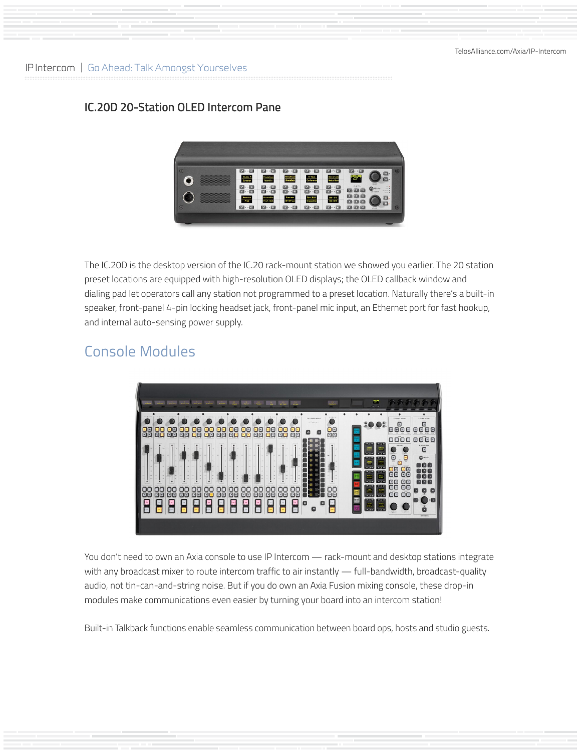### IC.20D 20-Station OLED Intercom Pane

The IC.20D is the desktop version of the IC.20 rack-mount station we showed you earlier. The 20 station preset locations are equipped with high-resolution OLED displays; the OLED callback window and dialing pad let operators call any station not programmed to a preset location. Naturally there's a built-in speaker, front-panel 4-pin locking headset jack, front-panel mic input, an Ethernet port for fast hookup, and internal auto-sensing power supply.

## Console Modules

You don't need to own an Axia console to use IP Intercom — rack-mount and desktop stations integrate with any broadcast mixer to route intercom traffic to air instantly — full-bandwidth, broadcast-quality audio, not tin-can-and-string noise. But if you do own an Axia Fusion mixing console, these drop-in modules make communications even easier by turning your board into an intercom station!

Built-in Talkback functions enable seamless communication between board ops, hosts and studio guests.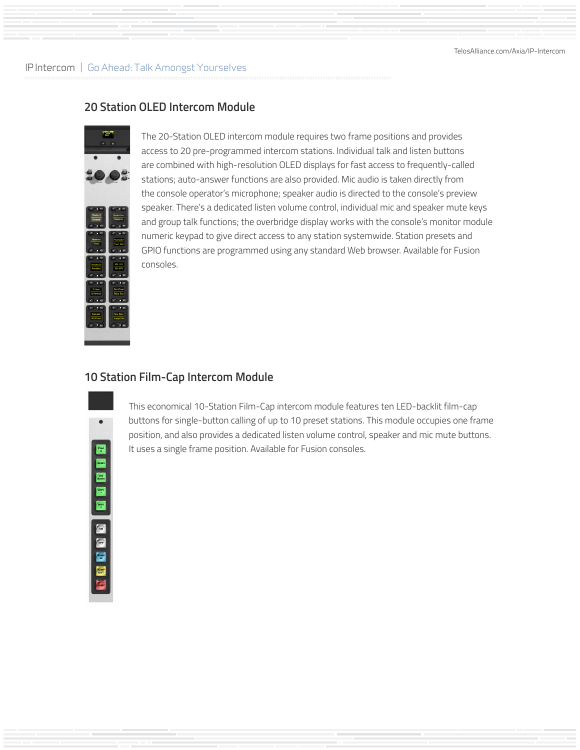## 20 Station OLED Intercom Module

The 20-Station OLED intercom module requires two frame positions and provides access to 20 pre-programmed intercom stations. Individual talk and listen buttons are combined with high-resolution OLED displays for fast access to frequently-called stations; auto-answer functions are also provided. Mic audio is taken directly from the console operator's microphone; speaker audio is directed to the console's preview speaker. There's a dedicated listen volume control, individual mic and speaker mute keys and group talk functions; the overbridge display works with the console's monitor module numeric keypad to give direct access to any station systemwide. Station presets and GPIO functions are programmed using any standard Web browser. Available for Fusion consoles.

## 10 Station Film-Cap Intercom Module

This economical 10-Station Film-Cap intercom module features ten LED-backlit film-cap buttons for single-button calling of up to 10 preset stations. This module occupies one frame position, and also provides a dedicated listen volume control, speaker and mic mute buttons. It uses a single frame position. Available for Fusion consoles.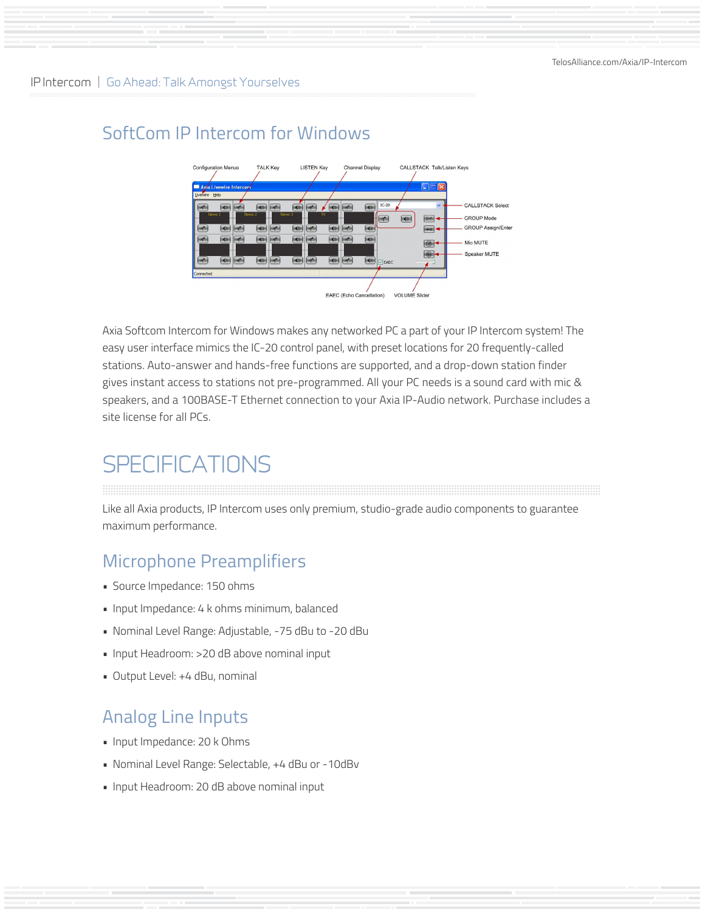## SoftCom IP Intercom for Windows

Axia Softcom Intercom for Windows makes any networked PC a part of your IP Intercom system! The easy user interface mimics the IC-20 control panel, with preset locations for 20 frequently-called stations. Auto-answer and hands-free functions are supported, and a drop-down station finder gives instant access to stations not pre-programmed. All your PC needs is a sound card with mic & speakers, and a 100BASE-T Ethernet connection to your Axia IP-Audio network. Purchase includes a site license for all PCs.

# SPECIFICATIONS

Like all Axia products, IP Intercom uses only premium, studio-grade audio components to guarantee maximum performance.

## Microphone Preamplifiers

- Source Impedance: 150 ohms
- Input Impedance: 4 k ohms minimum, balanced
- Nominal Level Range: Adjustable, -75 dBu to -20 dBu
- Input Headroom: >20 dB above nominal input
- Output Level: +4 dBu, nominal

## Analog Line Inputs

- Input Impedance: 20 k Ohms
- Nominal Level Range: Selectable, +4 dBu or -10dBv
- Input Headroom: 20 dB above nominal input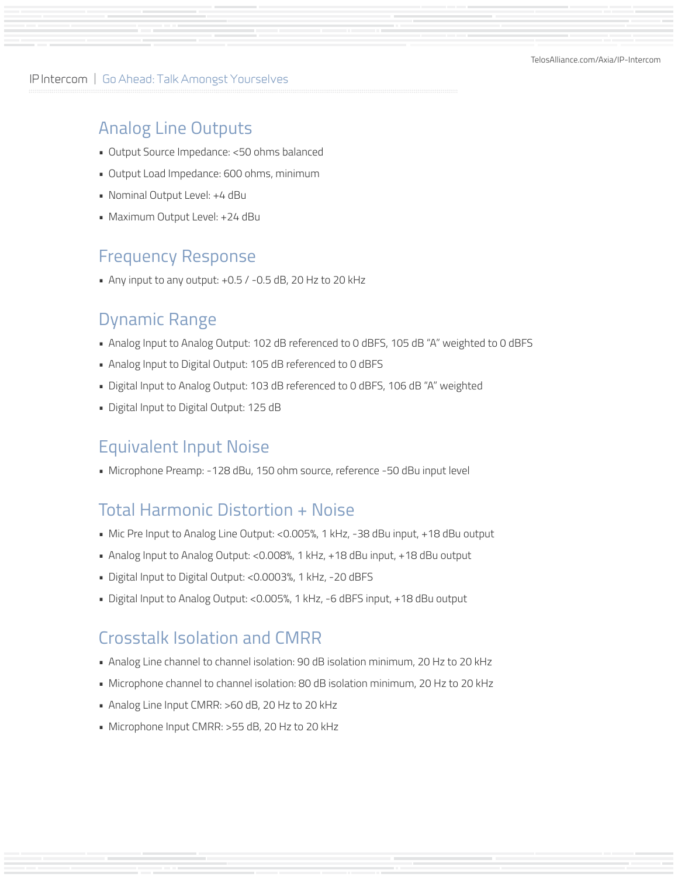## Analog Line Outputs

- Output Source Impedance: <50 ohms balanced
- Output Load Impedance: 600 ohms, minimum
- Nominal Output Level: +4 dBu
- Maximum Output Level: +24 dBu

## Frequency Response

- Any input to any output: +0.5 / -0.5 dB, 20 Hz to 20 kHz

## Dynamic Range

- Analog Input to Analog Output: 102 dB referenced to 0 dBFS, 105 dB "A" weighted to 0 dBFS
- Analog Input to Digital Output: 105 dB referenced to 0 dBFS
- Digital Input to Analog Output: 103 dB referenced to 0 dBFS, 106 dB "A" weighted
- Digital Input to Digital Output: 125 dB

## Equivalent Input Noise

- Microphone Preamp: -128 dBu, 150 ohm source, reference -50 dBu input level

## Total Harmonic Distortion + Noise

- Mic Pre Input to Analog Line Output: <0.005%, 1 kHz, -38 dBu input, +18 dBu output
- Analog Input to Analog Output: <0.008%, 1 kHz, +18 dBu input, +18 dBu output
- Digital Input to Digital Output: <0.0003%, 1 kHz, -20 dBFS
- Digital Input to Analog Output: <0.005%, 1 kHz, -6 dBFS input, +18 dBu output

## Crosstalk Isolation and CMRR

- Analog Line channel to channel isolation: 90 dB isolation minimum, 20 Hz to 20 kHz
- Microphone channel to channel isolation: 80 dB isolation minimum, 20 Hz to 20 kHz
- Analog Line Input CMRR: >60 dB, 20 Hz to 20 kHz
- Microphone Input CMRR: >55 dB, 20 Hz to 20 kHz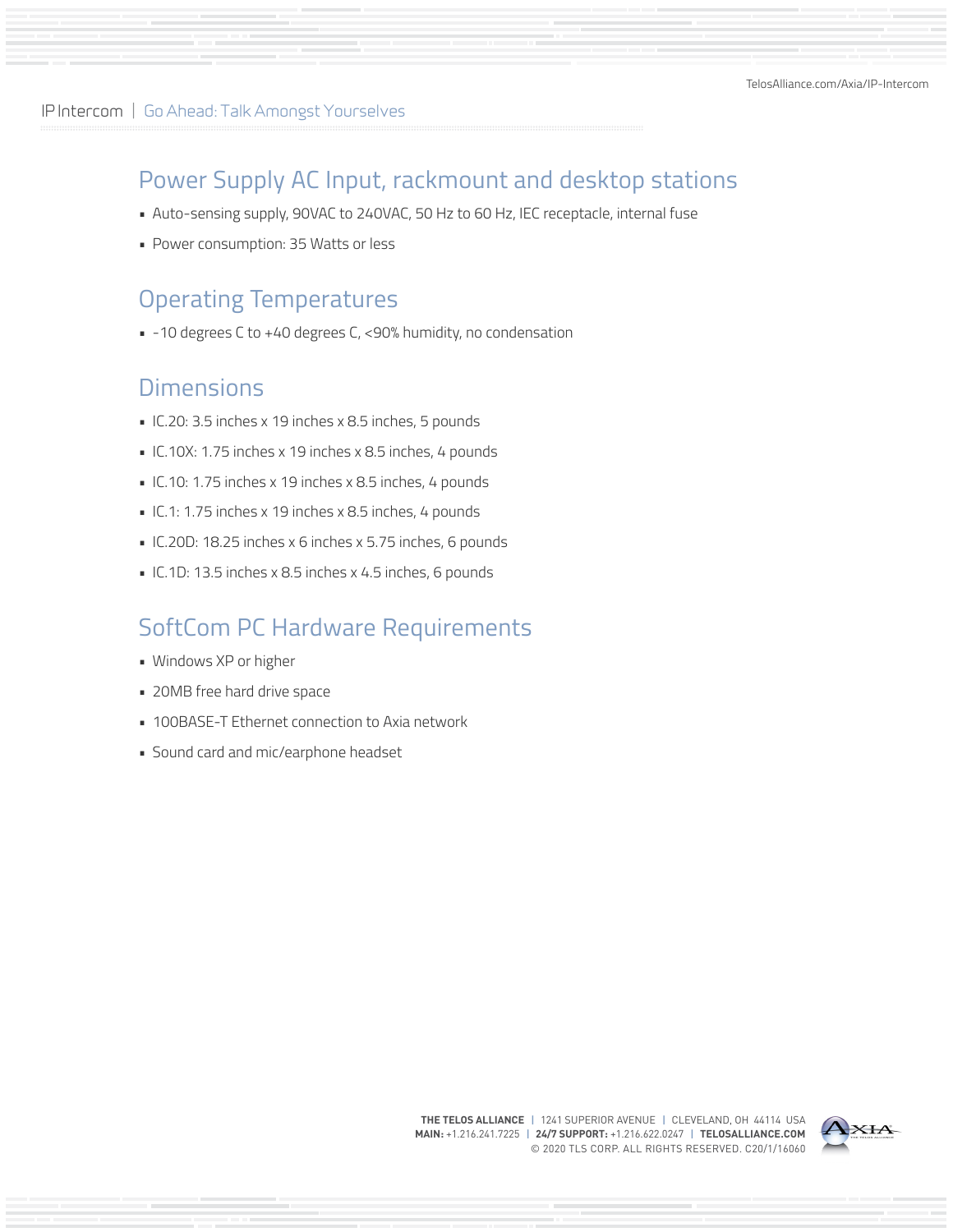## Power Supply AC Input, rackmount and desktop stations

- Auto-sensing supply, 90VAC to 240VAC, 50 Hz to 60 Hz, IEC receptacle, internal fuse
- Power consumption: 35 Watts or less

## Operating Temperatures

- -10 degrees C to +40 degrees C, <90% humidity, no condensation

## Dimensions

- IC.20: 3.5 inches x 19 inches x 8.5 inches, 5 pounds
- IC.10X: 1.75 inches x 19 inches x 8.5 inches, 4 pounds
- IC.10: 1.75 inches x 19 inches x 8.5 inches, 4 pounds
- IC.1: 1.75 inches x 19 inches x 8.5 inches, 4 pounds
- IC.20D: 18.25 inches x 6 inches x 5.75 inches, 6 pounds
- IC.1D: 13.5 inches x 8.5 inches x 4.5 inches, 6 pounds

## SoftCom PC Hardware Requirements

- Windows XP or higher
- 20MB free hard drive space
- 100BASE-T Ethernet connection to Axia network
- Sound card and mic/earphone headset

**THE TELOS ALLIANCE** | 1241 SUPERIOR AVENUE | CLEVELAND, OH 44114 USA
**MAIN:** +1.216.241.7225 | **24/7 SUPPORT:** +1.216.622.0247 | **TELOSALLIANCE.COM**
© 2020 TLS CORP. ALL RIGHTS RESERVED. C20/1/16060